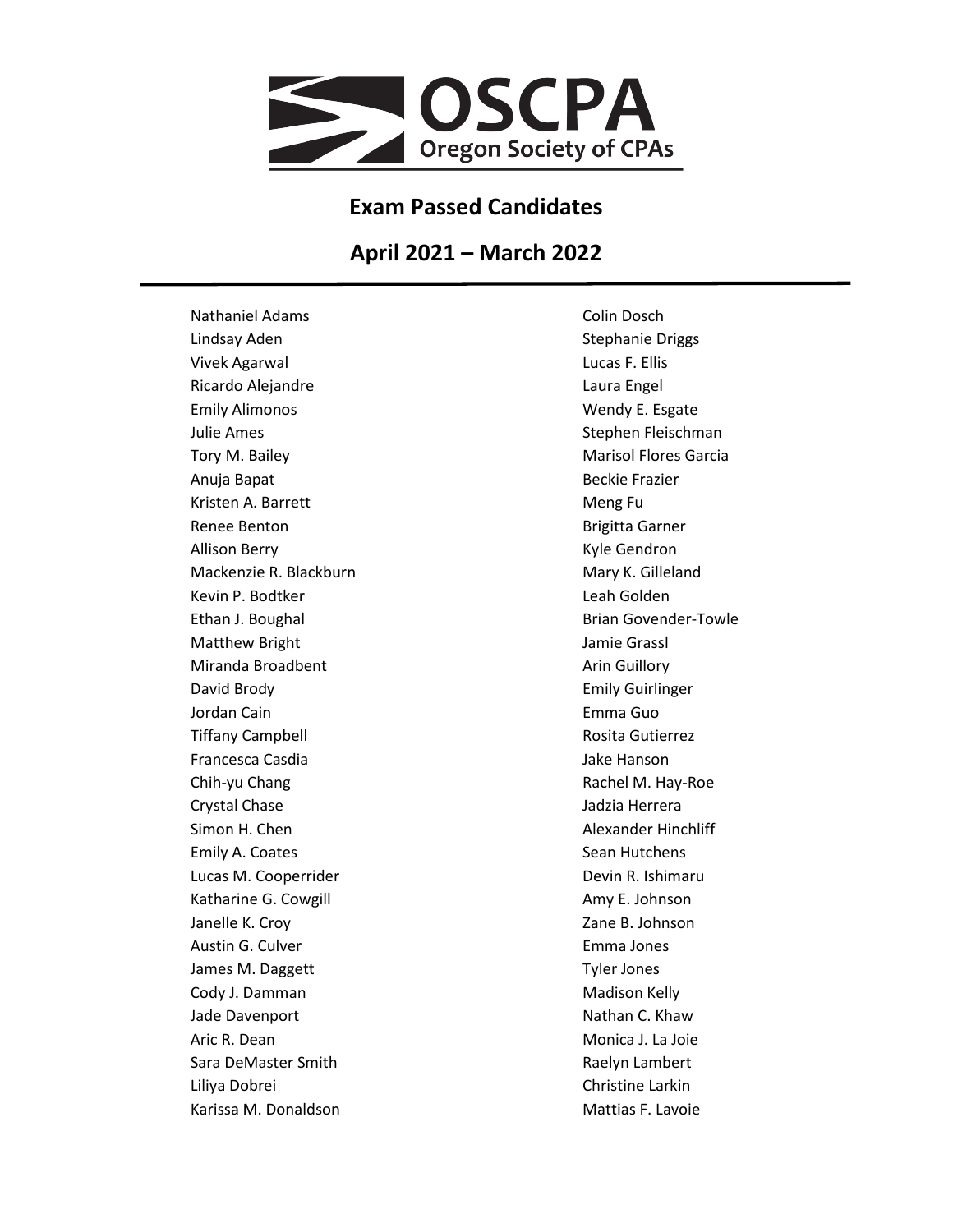OSCPA
Oregon Society of CPAs

## Exam Passed Candidates

## April 2021 – March 2022

Nathaniel Adams
Lindsay Aden
Vivek Agarwal
Ricardo Alejandre
Emily Alimonos
Julie Ames
Tory M. Bailey
Anuja Bapat
Kristen A. Barrett
Renee Benton
Allison Berry
Mackenzie R. Blackburn
Kevin P. Bodtker
Ethan J. Boughal
Matthew Bright
Miranda Broadbent
David Brody
Jordan Cain
Tiffany Campbell
Francesca Casdia
Chih-yu Chang
Crystal Chase
Simon H. Chen
Emily A. Coates
Lucas M. Cooperrider
Katharine G. Cowgill
Janelle K. Croy
Austin G. Culver
James M. Daggett
Cody J. Damman
Jade Davenport
Aric R. Dean
Sara DeMaster Smith
Liliya Dobrei
Karissa M. Donaldson
Colin Dosch
Stephanie Driggs
Lucas F. Ellis
Laura Engel
Wendy E. Esgate
Stephen Fleischman
Marisol Flores Garcia
Beckie Frazier
Meng Fu
Brigitta Garner
Kyle Gendron
Mary K. Gilleland
Leah Golden
Brian Govender-Towle
Jamie Grassl
Arin Guillory
Emily Guirlinger
Emma Guo
Rosita Gutierrez
Jake Hanson
Rachel M. Hay-Roe
Jadzia Herrera
Alexander Hinchliff
Sean Hutchens
Devin R. Ishimaru
Amy E. Johnson
Zane B. Johnson
Emma Jones
Tyler Jones
Madison Kelly
Nathan C. Khaw
Monica J. La Joie
Raelyn Lambert
Christine Larkin
Mattias F. Lavoie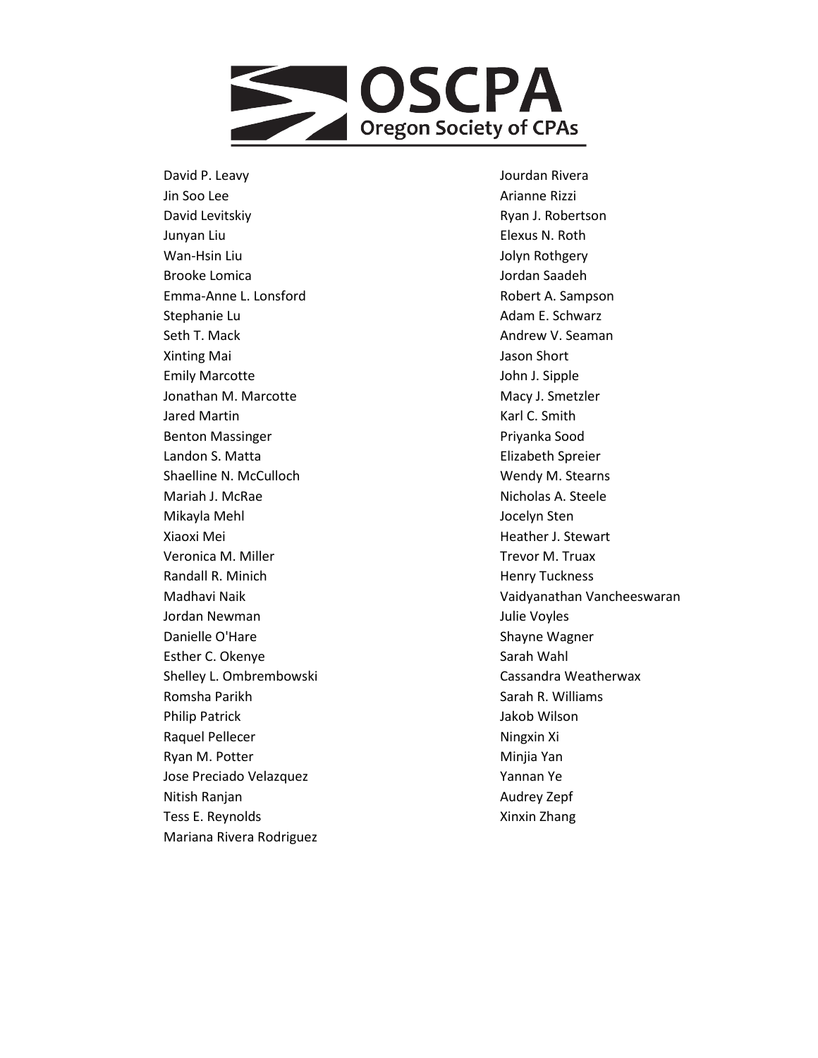OSCPA
Oregon Society of CPAs

David P. Leavy
Jin Soo Lee
David Levitskiy
Junyan Liu
Wan-Hsin Liu
Brooke Lomica
Emma-Anne L. Lonsford
Stephanie Lu
Seth T. Mack
Xinting Mai
Emily Marcotte
Jonathan M. Marcotte
Jared Martin
Benton Massinger
Landon S. Matta
Shaelline N. McCulloch
Mariah J. McRae
Mikayla Mehl
Xiaoxi Mei
Veronica M. Miller
Randall R. Minich
Madhavi Naik
Jordan Newman
Danielle O'Hare
Esther C. Okenye
Shelley L. Ombrembowski
Romsha Parikh
Philip Patrick
Raquel Pellecer
Ryan M. Potter
Jose Preciado Velazquez
Nitish Ranjan
Tess E. Reynolds
Mariana Rivera Rodriguez
Jourdan Rivera
Arianne Rizzi
Ryan J. Robertson
Elexus N. Roth
Jolyn Rothgery
Jordan Saadeh
Robert A. Sampson
Adam E. Schwarz
Andrew V. Seaman
Jason Short
John J. Sipple
Macy J. Smetzler
Karl C. Smith
Priyanka Sood
Elizabeth Spreier
Wendy M. Stearns
Nicholas A. Steele
Jocelyn Sten
Heather J. Stewart
Trevor M. Truax
Henry Tuckness
Vaidyanathan Vancheeswaran
Julie Voyles
Shayne Wagner
Sarah Wahl
Cassandra Weatherwax
Sarah R. Williams
Jakob Wilson
Ningxin Xi
Minjia Yan
Yannan Ye
Audrey Zepf
Xinxin Zhang